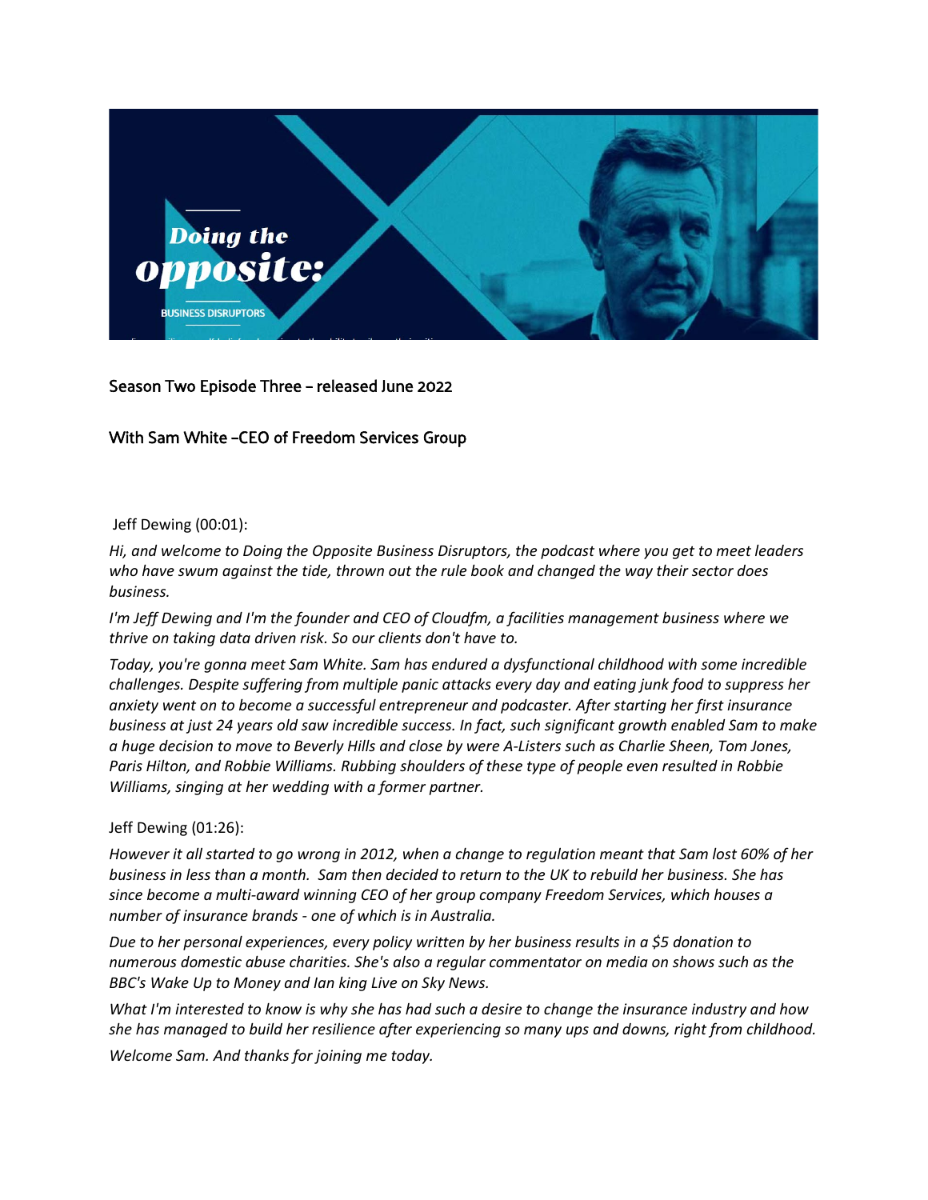Season Two Episode Three – released June 2022

With Sam White –CEO of Freedom Services Group

Jeff Dewing (00:01):

*Hi, and welcome to Doing the Opposite Business Disruptors, the podcast where you get to meet leaders who have swum against the tide, thrown out the rule book and changed the way their sector does business.*

*I'm Jeff Dewing and I'm the founder and CEO of Cloudfm, a facilities management business where we thrive on taking data driven risk. So our clients don't have to.*

*Today, you're gonna meet Sam White. Sam has endured a dysfunctional childhood with some incredible challenges. Despite suffering from multiple panic attacks every day and eating junk food to suppress her anxiety went on to become a successful entrepreneur and podcaster. After starting her first insurance business at just 24 years old saw incredible success. In fact, such significant growth enabled Sam to make a huge decision to move to Beverly Hills and close by were A-Listers such as Charlie Sheen, Tom Jones, Paris Hilton, and Robbie Williams. Rubbing shoulders of these type of people even resulted in Robbie Williams, singing at her wedding with a former partner.*

Jeff Dewing (01:26):

*However it all started to go wrong in 2012, when a change to regulation meant that Sam lost 60% of her business in less than a month. Sam then decided to return to the UK to rebuild her business. She has since become a multi-award winning CEO of her group company Freedom Services, which houses a number of insurance brands - one of which is in Australia.*

*Due to her personal experiences, every policy written by her business results in a $5 donation to numerous domestic abuse charities. She's also a regular commentator on media on shows such as the BBC's Wake Up to Money and Ian king Live on Sky News.*

*What I'm interested to know is why she has had such a desire to change the insurance industry and how she has managed to build her resilience after experiencing so many ups and downs, right from childhood.*

*Welcome Sam. And thanks for joining me today.*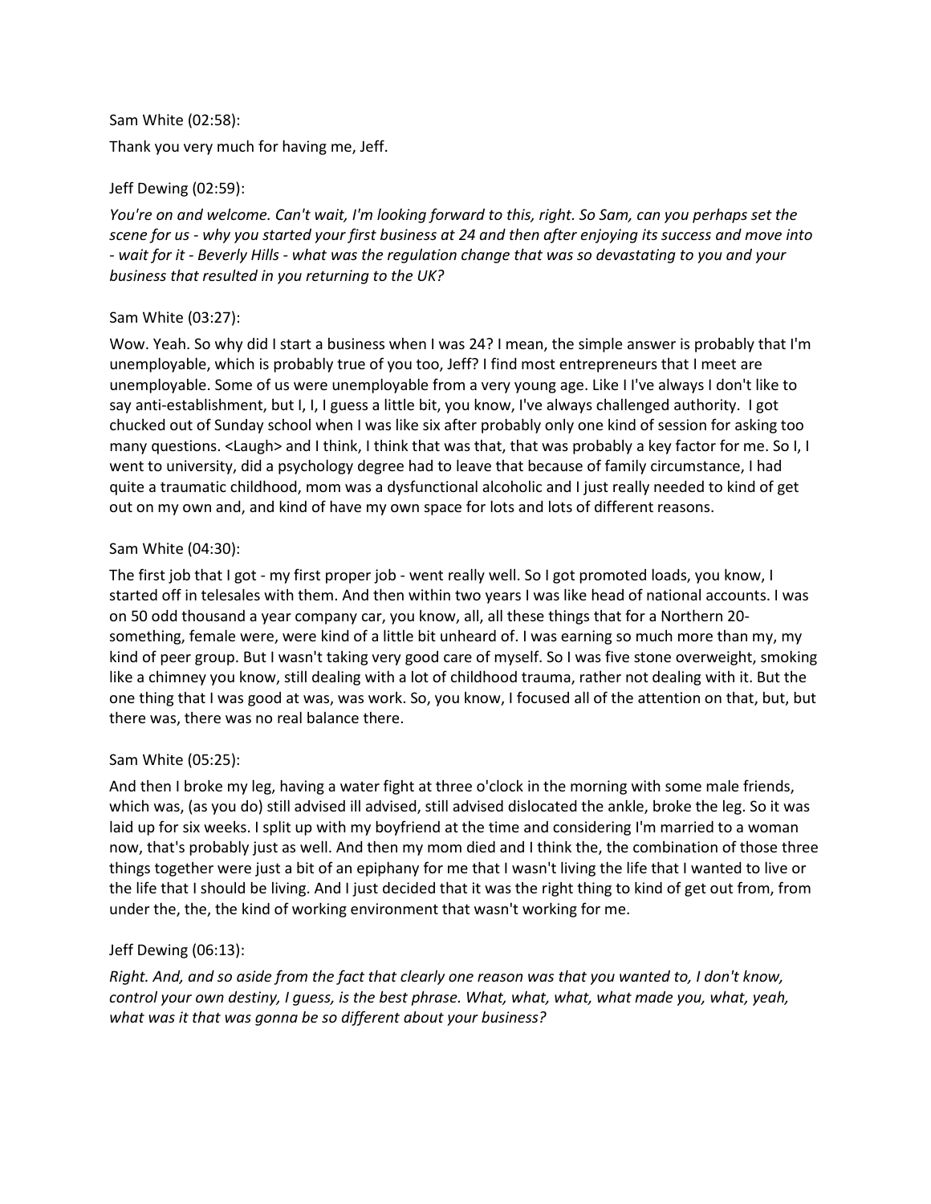Sam White (02:58):

Thank you very much for having me, Jeff.

Jeff Dewing (02:59):

*You're on and welcome. Can't wait, I'm looking forward to this, right. So Sam, can you perhaps set the scene for us - why you started your first business at 24 and then after enjoying its success and move into - wait for it - Beverly Hills - what was the regulation change that was so devastating to you and your business that resulted in you returning to the UK?*

Sam White (03:27):

Wow. Yeah. So why did I start a business when I was 24? I mean, the simple answer is probably that I'm unemployable, which is probably true of you too, Jeff? I find most entrepreneurs that I meet are unemployable. Some of us were unemployable from a very young age. Like I I've always I don't like to say anti-establishment, but I, I, I guess a little bit, you know, I've always challenged authority. I got chucked out of Sunday school when I was like six after probably only one kind of session for asking too many questions. <Laugh> and I think, I think that was that, that was probably a key factor for me. So I, I went to university, did a psychology degree had to leave that because of family circumstance, I had quite a traumatic childhood, mom was a dysfunctional alcoholic and I just really needed to kind of get out on my own and, and kind of have my own space for lots and lots of different reasons.

Sam White (04:30):

The first job that I got - my first proper job - went really well. So I got promoted loads, you know, I started off in telesales with them. And then within two years I was like head of national accounts. I was on 50 odd thousand a year company car, you know, all, all these things that for a Northern 20-something, female were, were kind of a little bit unheard of. I was earning so much more than my, my kind of peer group. But I wasn't taking very good care of myself. So I was five stone overweight, smoking like a chimney you know, still dealing with a lot of childhood trauma, rather not dealing with it. But the one thing that I was good at was, was work. So, you know, I focused all of the attention on that, but, but there was, there was no real balance there.

Sam White (05:25):

And then I broke my leg, having a water fight at three o'clock in the morning with some male friends, which was, (as you do) still advised ill advised, still advised dislocated the ankle, broke the leg. So it was laid up for six weeks. I split up with my boyfriend at the time and considering I'm married to a woman now, that's probably just as well. And then my mom died and I think the, the combination of those three things together were just a bit of an epiphany for me that I wasn't living the life that I wanted to live or the life that I should be living. And I just decided that it was the right thing to kind of get out from, from under the, the, the kind of working environment that wasn't working for me.

Jeff Dewing (06:13):

*Right. And, and so aside from the fact that clearly one reason was that you wanted to, I don't know, control your own destiny, I guess, is the best phrase. What, what, what, what made you, what, yeah, what was it that was gonna be so different about your business?*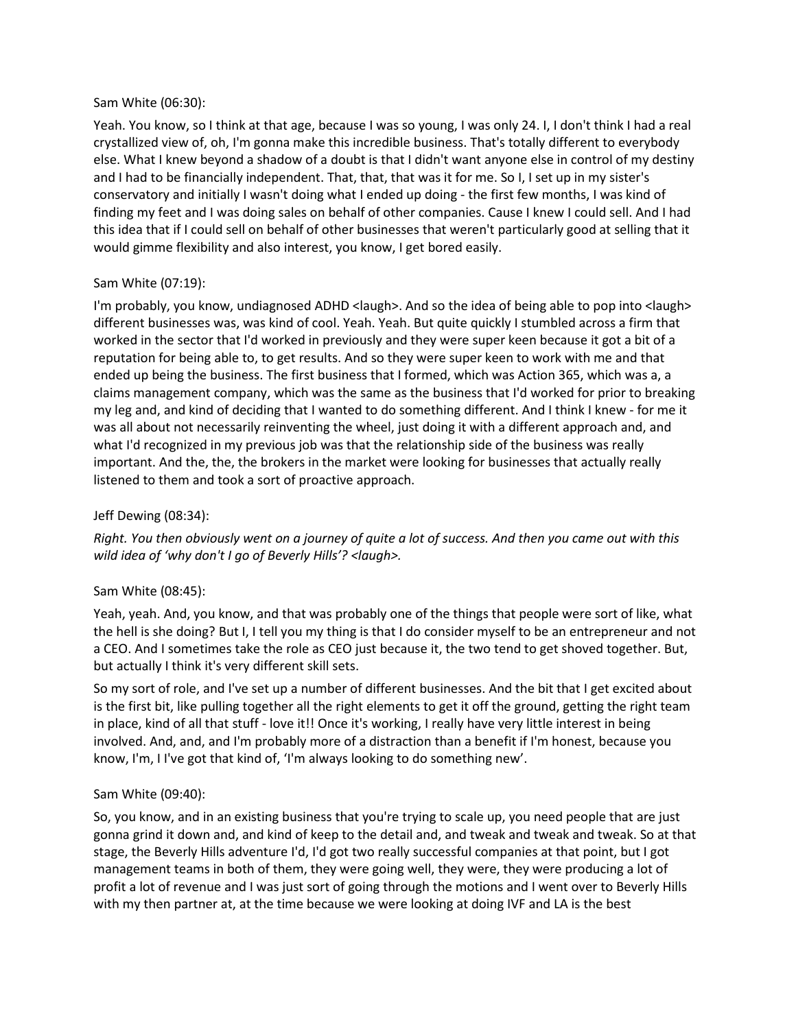Sam White (06:30):

Yeah. You know, so I think at that age, because I was so young, I was only 24. I, I don't think I had a real crystallized view of, oh, I'm gonna make this incredible business. That's totally different to everybody else. What I knew beyond a shadow of a doubt is that I didn't want anyone else in control of my destiny and I had to be financially independent. That, that, that was it for me. So I, I set up in my sister's conservatory and initially I wasn't doing what I ended up doing - the first few months, I was kind of finding my feet and I was doing sales on behalf of other companies. Cause I knew I could sell. And I had this idea that if I could sell on behalf of other businesses that weren't particularly good at selling that it would gimme flexibility and also interest, you know, I get bored easily.

Sam White (07:19):

I'm probably, you know, undiagnosed ADHD <laugh>. And so the idea of being able to pop into <laugh> different businesses was, was kind of cool. Yeah. Yeah. But quite quickly I stumbled across a firm that worked in the sector that I'd worked in previously and they were super keen because it got a bit of a reputation for being able to, to get results. And so they were super keen to work with me and that ended up being the business. The first business that I formed, which was Action 365, which was a, a claims management company, which was the same as the business that I'd worked for prior to breaking my leg and, and kind of deciding that I wanted to do something different. And I think I knew - for me it was all about not necessarily reinventing the wheel, just doing it with a different approach and, and what I'd recognized in my previous job was that the relationship side of the business was really important. And the, the, the brokers in the market were looking for businesses that actually really listened to them and took a sort of proactive approach.

Jeff Dewing (08:34):

*Right. You then obviously went on a journey of quite a lot of success. And then you came out with this wild idea of 'why don't I go of Beverly Hills'? <laugh>.*

Sam White (08:45):

Yeah, yeah. And, you know, and that was probably one of the things that people were sort of like, what the hell is she doing? But I, I tell you my thing is that I do consider myself to be an entrepreneur and not a CEO. And I sometimes take the role as CEO just because it, the two tend to get shoved together. But, but actually I think it's very different skill sets.

So my sort of role, and I've set up a number of different businesses. And the bit that I get excited about is the first bit, like pulling together all the right elements to get it off the ground, getting the right team in place, kind of all that stuff - love it!! Once it's working, I really have very little interest in being involved. And, and, and I'm probably more of a distraction than a benefit if I'm honest, because you know, I'm, I I've got that kind of, 'I'm always looking to do something new'.

Sam White (09:40):

So, you know, and in an existing business that you're trying to scale up, you need people that are just gonna grind it down and, and kind of keep to the detail and, and tweak and tweak and tweak. So at that stage, the Beverly Hills adventure I'd, I'd got two really successful companies at that point, but I got management teams in both of them, they were going well, they were, they were producing a lot of profit a lot of revenue and I was just sort of going through the motions and I went over to Beverly Hills with my then partner at, at the time because we were looking at doing IVF and LA is the best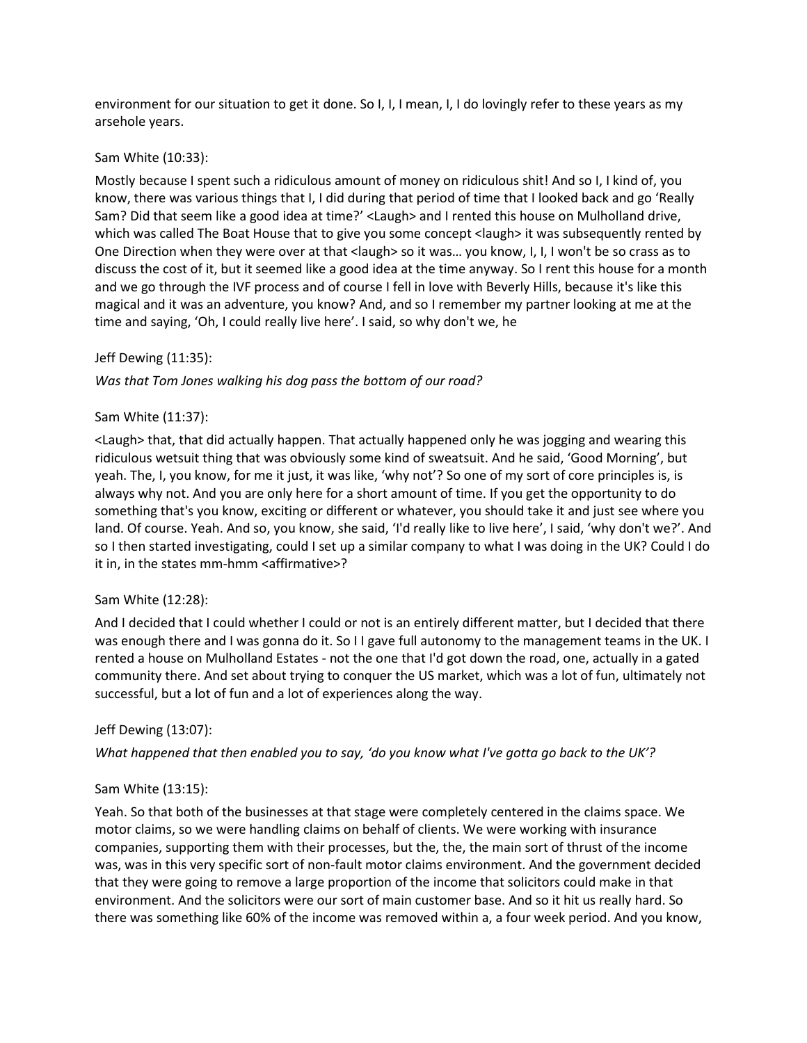environment for our situation to get it done. So I, I, I mean, I, I do lovingly refer to these years as my arsehole years.

Sam White (10:33):

Mostly because I spent such a ridiculous amount of money on ridiculous shit! And so I, I kind of, you know, there was various things that I, I did during that period of time that I looked back and go 'Really Sam? Did that seem like a good idea at time?' <Laugh> and I rented this house on Mulholland drive, which was called The Boat House that to give you some concept <laugh> it was subsequently rented by One Direction when they were over at that <laugh> so it was… you know, I, I, I won't be so crass as to discuss the cost of it, but it seemed like a good idea at the time anyway. So I rent this house for a month and we go through the IVF process and of course I fell in love with Beverly Hills, because it's like this magical and it was an adventure, you know? And, and so I remember my partner looking at me at the time and saying, 'Oh, I could really live here'. I said, so why don't we, he

Jeff Dewing (11:35):

*Was that Tom Jones walking his dog pass the bottom of our road?*

Sam White (11:37):

<Laugh> that, that did actually happen. That actually happened only he was jogging and wearing this ridiculous wetsuit thing that was obviously some kind of sweatsuit. And he said, 'Good Morning', but yeah. The, I, you know, for me it just, it was like, 'why not'? So one of my sort of core principles is, is always why not. And you are only here for a short amount of time. If you get the opportunity to do something that's you know, exciting or different or whatever, you should take it and just see where you land. Of course. Yeah. And so, you know, she said, 'I'd really like to live here', I said, 'why don't we?'. And so I then started investigating, could I set up a similar company to what I was doing in the UK? Could I do it in, in the states mm-hmm <affirmative>?

Sam White (12:28):

And I decided that I could whether I could or not is an entirely different matter, but I decided that there was enough there and I was gonna do it. So I I gave full autonomy to the management teams in the UK. I rented a house on Mulholland Estates - not the one that I'd got down the road, one, actually in a gated community there. And set about trying to conquer the US market, which was a lot of fun, ultimately not successful, but a lot of fun and a lot of experiences along the way.

Jeff Dewing (13:07):

*What happened that then enabled you to say, 'do you know what I've gotta go back to the UK'?*

Sam White (13:15):

Yeah. So that both of the businesses at that stage were completely centered in the claims space. We motor claims, so we were handling claims on behalf of clients. We were working with insurance companies, supporting them with their processes, but the, the, the main sort of thrust of the income was, was in this very specific sort of non-fault motor claims environment. And the government decided that they were going to remove a large proportion of the income that solicitors could make in that environment. And the solicitors were our sort of main customer base. And so it hit us really hard. So there was something like 60% of the income was removed within a, a four week period. And you know,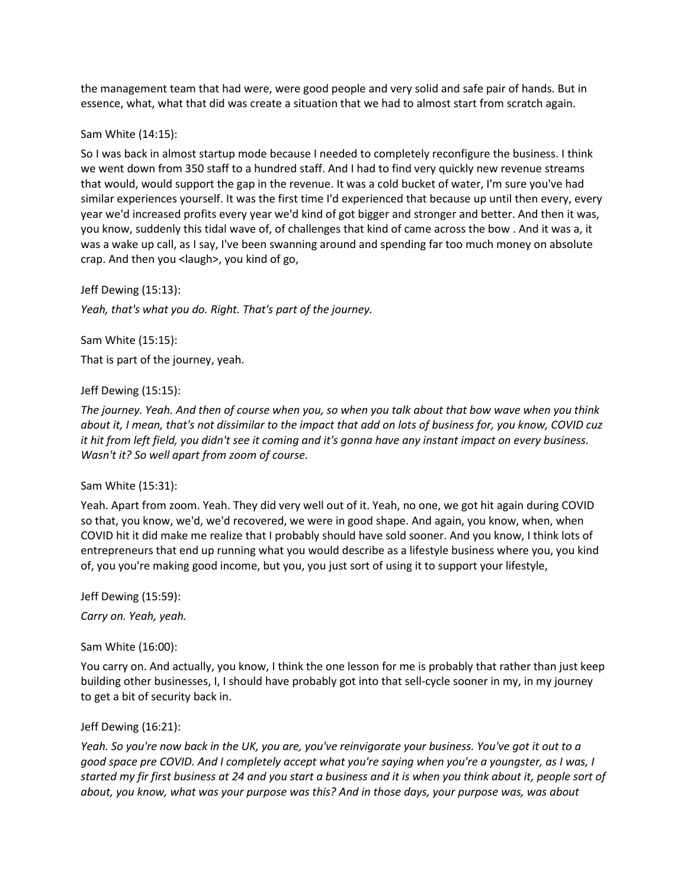the management team that had were, were good people and very solid and safe pair of hands. But in essence, what, what that did was create a situation that we had to almost start from scratch again.

Sam White (14:15):

So I was back in almost startup mode because I needed to completely reconfigure the business. I think we went down from 350 staff to a hundred staff. And I had to find very quickly new revenue streams that would, would support the gap in the revenue. It was a cold bucket of water, I'm sure you've had similar experiences yourself. It was the first time I'd experienced that because up until then every, every year we'd increased profits every year we'd kind of got bigger and stronger and better. And then it was, you know, suddenly this tidal wave of, of challenges that kind of came across the bow . And it was a, it was a wake up call, as I say, I've been swanning around and spending far too much money on absolute crap. And then you <laugh>, you kind of go,

Jeff Dewing (15:13):

*Yeah, that's what you do. Right. That's part of the journey.*

Sam White (15:15):

That is part of the journey, yeah.

Jeff Dewing (15:15):

*The journey. Yeah. And then of course when you, so when you talk about that bow wave when you think about it, I mean, that's not dissimilar to the impact that add on lots of business for, you know, COVID cuz it hit from left field, you didn't see it coming and it's gonna have any instant impact on every business. Wasn't it? So well apart from zoom of course.*

Sam White (15:31):

Yeah. Apart from zoom. Yeah. They did very well out of it. Yeah, no one, we got hit again during COVID so that, you know, we'd, we'd recovered, we were in good shape. And again, you know, when, when COVID hit it did make me realize that I probably should have sold sooner. And you know, I think lots of entrepreneurs that end up running what you would describe as a lifestyle business where you, you kind of, you you're making good income, but you, you just sort of using it to support your lifestyle,

Jeff Dewing (15:59):

*Carry on. Yeah, yeah.*

Sam White (16:00):

You carry on. And actually, you know, I think the one lesson for me is probably that rather than just keep building other businesses, I, I should have probably got into that sell-cycle sooner in my, in my journey to get a bit of security back in.

Jeff Dewing (16:21):

*Yeah. So you're now back in the UK, you are, you've reinvigorate your business. You've got it out to a good space pre COVID. And I completely accept what you're saying when you're a youngster, as I was, I started my fir first business at 24 and you start a business and it is when you think about it, people sort of about, you know, what was your purpose was this? And in those days, your purpose was, was about*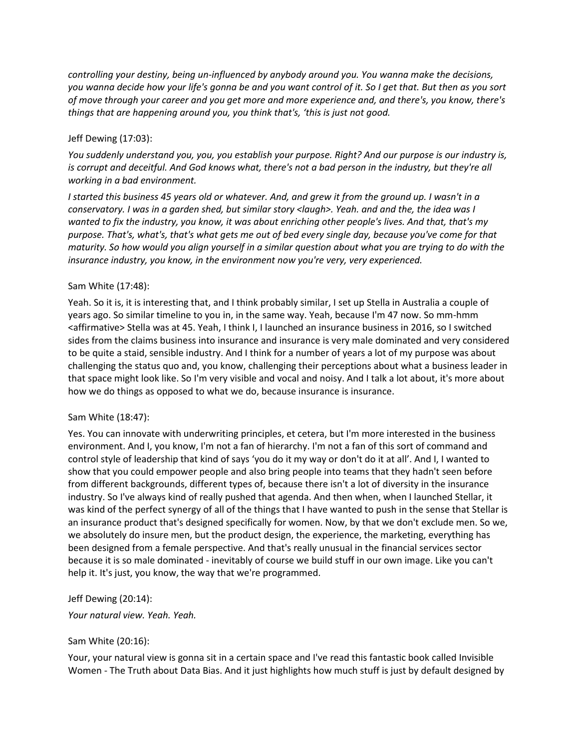*controlling your destiny, being un-influenced by anybody around you. You wanna make the decisions, you wanna decide how your life's gonna be and you want control of it. So I get that. But then as you sort of move through your career and you get more and more experience and, and there's, you know, there's things that are happening around you, you think that's, 'this is just not good.*

Jeff Dewing (17:03):

*You suddenly understand you, you, you establish your purpose. Right? And our purpose is our industry is, is corrupt and deceitful. And God knows what, there's not a bad person in the industry, but they're all working in a bad environment.*

*I started this business 45 years old or whatever. And, and grew it from the ground up. I wasn't in a conservatory. I was in a garden shed, but similar story <laugh>. Yeah. and and the, the idea was I wanted to fix the industry, you know, it was about enriching other people's lives. And that, that's my purpose. That's, what's, that's what gets me out of bed every single day, because you've come for that maturity. So how would you align yourself in a similar question about what you are trying to do with the insurance industry, you know, in the environment now you're very, very experienced.*

Sam White (17:48):

Yeah. So it is, it is interesting that, and I think probably similar, I set up Stella in Australia a couple of years ago. So similar timeline to you in, in the same way. Yeah, because I'm 47 now. So mm-hmm <affirmative> Stella was at 45. Yeah, I think I, I launched an insurance business in 2016, so I switched sides from the claims business into insurance and insurance is very male dominated and very considered to be quite a staid, sensible industry. And I think for a number of years a lot of my purpose was about challenging the status quo and, you know, challenging their perceptions about what a business leader in that space might look like. So I'm very visible and vocal and noisy. And I talk a lot about, it's more about how we do things as opposed to what we do, because insurance is insurance.

Sam White (18:47):

Yes. You can innovate with underwriting principles, et cetera, but I'm more interested in the business environment. And I, you know, I'm not a fan of hierarchy. I'm not a fan of this sort of command and control style of leadership that kind of says 'you do it my way or don't do it at all'. And I, I wanted to show that you could empower people and also bring people into teams that they hadn't seen before from different backgrounds, different types of, because there isn't a lot of diversity in the insurance industry. So I've always kind of really pushed that agenda. And then when, when I launched Stellar, it was kind of the perfect synergy of all of the things that I have wanted to push in the sense that Stellar is an insurance product that's designed specifically for women. Now, by that we don't exclude men. So we, we absolutely do insure men, but the product design, the experience, the marketing, everything has been designed from a female perspective. And that's really unusual in the financial services sector because it is so male dominated - inevitably of course we build stuff in our own image. Like you can't help it. It's just, you know, the way that we're programmed.

Jeff Dewing (20:14):

*Your natural view. Yeah. Yeah.*

Sam White (20:16):

Your, your natural view is gonna sit in a certain space and I've read this fantastic book called Invisible Women - The Truth about Data Bias. And it just highlights how much stuff is just by default designed by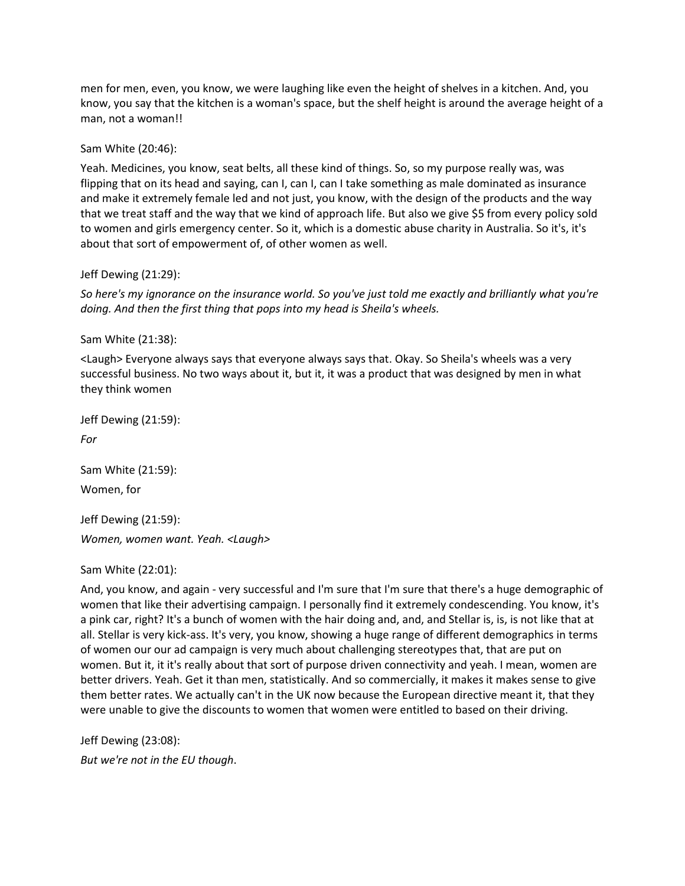men for men, even, you know, we were laughing like even the height of shelves in a kitchen. And, you know, you say that the kitchen is a woman's space, but the shelf height is around the average height of a man, not a woman!!

Sam White (20:46):

Yeah. Medicines, you know, seat belts, all these kind of things. So, so my purpose really was, was flipping that on its head and saying, can I, can I, can I take something as male dominated as insurance and make it extremely female led and not just, you know, with the design of the products and the way that we treat staff and the way that we kind of approach life. But also we give $5 from every policy sold to women and girls emergency center. So it, which is a domestic abuse charity in Australia. So it's, it's about that sort of empowerment of, of other women as well.

Jeff Dewing (21:29):

*So here's my ignorance on the insurance world. So you've just told me exactly and brilliantly what you're doing. And then the first thing that pops into my head is Sheila's wheels.*

Sam White (21:38):

<Laugh> Everyone always says that everyone always says that. Okay. So Sheila's wheels was a very successful business. No two ways about it, but it, it was a product that was designed by men in what they think women

Jeff Dewing (21:59):

*For*

Sam White (21:59):

Women, for

Jeff Dewing (21:59):

*Women, women want. Yeah. <Laugh>*

Sam White (22:01):

And, you know, and again - very successful and I'm sure that I'm sure that there's a huge demographic of women that like their advertising campaign. I personally find it extremely condescending. You know, it's a pink car, right? It's a bunch of women with the hair doing and, and, and Stellar is, is, is not like that at all. Stellar is very kick-ass. It's very, you know, showing a huge range of different demographics in terms of women our our ad campaign is very much about challenging stereotypes that, that are put on women. But it, it it's really about that sort of purpose driven connectivity and yeah. I mean, women are better drivers. Yeah. Get it than men, statistically. And so commercially, it makes it makes sense to give them better rates. We actually can't in the UK now because the European directive meant it, that they were unable to give the discounts to women that women were entitled to based on their driving.

Jeff Dewing (23:08):

*But we're not in the EU though*.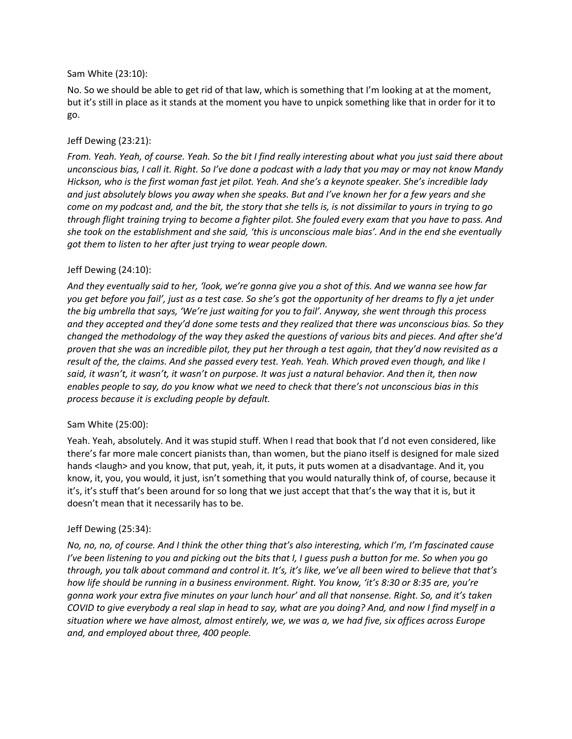Sam White (23:10):

No. So we should be able to get rid of that law, which is something that I'm looking at at the moment, but it's still in place as it stands at the moment you have to unpick something like that in order for it to go.

Jeff Dewing (23:21):

*From. Yeah. Yeah, of course. Yeah. So the bit I find really interesting about what you just said there about unconscious bias, I call it. Right. So I've done a podcast with a lady that you may or may not know Mandy Hickson, who is the first woman fast jet pilot. Yeah. And she's a keynote speaker. She's incredible lady and just absolutely blows you away when she speaks. But and I've known her for a few years and she come on my podcast and, and the bit, the story that she tells is, is not dissimilar to yours in trying to go through flight training trying to become a fighter pilot. She fouled every exam that you have to pass. And she took on the establishment and she said, 'this is unconscious male bias'. And in the end she eventually got them to listen to her after just trying to wear people down.*

Jeff Dewing (24:10):

*And they eventually said to her, 'look, we're gonna give you a shot of this. And we wanna see how far you get before you fail', just as a test case. So she's got the opportunity of her dreams to fly a jet under the big umbrella that says, 'We're just waiting for you to fail'. Anyway, she went through this process and they accepted and they'd done some tests and they realized that there was unconscious bias. So they changed the methodology of the way they asked the questions of various bits and pieces. And after she'd proven that she was an incredible pilot, they put her through a test again, that they'd now revisited as a result of the, the claims. And she passed every test. Yeah. Yeah. Which proved even though, and like I said, it wasn't, it wasn't, it wasn't on purpose. It was just a natural behavior. And then it, then now enables people to say, do you know what we need to check that there's not unconscious bias in this process because it is excluding people by default.*

Sam White (25:00):

Yeah. Yeah, absolutely. And it was stupid stuff. When I read that book that I'd not even considered, like there's far more male concert pianists than, than women, but the piano itself is designed for male sized hands <laugh> and you know, that put, yeah, it, it puts, it puts women at a disadvantage. And it, you know, it, you, you would, it just, isn't something that you would naturally think of, of course, because it it's, it's stuff that's been around for so long that we just accept that that's the way that it is, but it doesn't mean that it necessarily has to be.

Jeff Dewing (25:34):

*No, no, no, of course. And I think the other thing that's also interesting, which I'm, I'm fascinated cause I've been listening to you and picking out the bits that I, I guess push a button for me. So when you go through, you talk about command and control it. It's, it's, it's like, we've all been wired to believe that that's how life should be running in a business environment. Right. You know, 'it's 8:30 or 8:35 are, you're gonna work your extra five minutes on your lunch hour' and all that nonsense. Right. So, and it's taken COVID to give everybody a real slap in head to say, what are you doing? And, and now I find myself in a situation where we have almost, almost entirely, we, we was a, we had five, six offices across Europe and, and employed about three, 400 people.*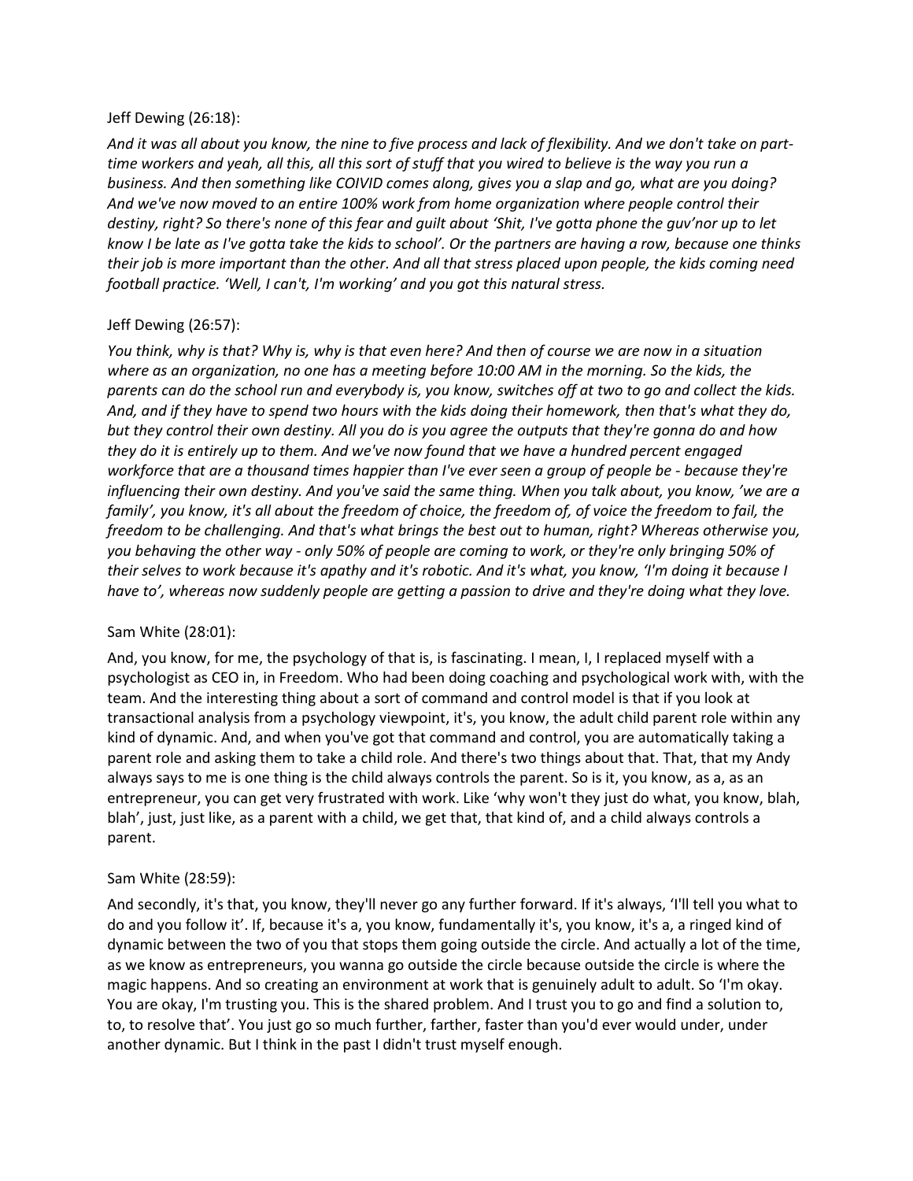Jeff Dewing (26:18):

*And it was all about you know, the nine to five process and lack of flexibility. And we don't take on part-time workers and yeah, all this, all this sort of stuff that you wired to believe is the way you run a business. And then something like COIVID comes along, gives you a slap and go, what are you doing? And we've now moved to an entire 100% work from home organization where people control their destiny, right? So there's none of this fear and guilt about 'Shit, I've gotta phone the guv'nor up to let know I be late as I've gotta take the kids to school'. Or the partners are having a row, because one thinks their job is more important than the other. And all that stress placed upon people, the kids coming need football practice. 'Well, I can't, I'm working' and you got this natural stress.*

Jeff Dewing (26:57):

*You think, why is that? Why is, why is that even here? And then of course we are now in a situation where as an organization, no one has a meeting before 10:00 AM in the morning. So the kids, the parents can do the school run and everybody is, you know, switches off at two to go and collect the kids. And, and if they have to spend two hours with the kids doing their homework, then that's what they do, but they control their own destiny. All you do is you agree the outputs that they're gonna do and how they do it is entirely up to them. And we've now found that we have a hundred percent engaged workforce that are a thousand times happier than I've ever seen a group of people be - because they're influencing their own destiny. And you've said the same thing. When you talk about, you know, 'we are a family', you know, it's all about the freedom of choice, the freedom of, of voice the freedom to fail, the freedom to be challenging. And that's what brings the best out to human, right? Whereas otherwise you, you behaving the other way - only 50% of people are coming to work, or they're only bringing 50% of their selves to work because it's apathy and it's robotic. And it's what, you know, 'I'm doing it because I have to', whereas now suddenly people are getting a passion to drive and they're doing what they love.*

Sam White (28:01):

And, you know, for me, the psychology of that is, is fascinating. I mean, I, I replaced myself with a psychologist as CEO in, in Freedom. Who had been doing coaching and psychological work with, with the team. And the interesting thing about a sort of command and control model is that if you look at transactional analysis from a psychology viewpoint, it's, you know, the adult child parent role within any kind of dynamic. And, and when you've got that command and control, you are automatically taking a parent role and asking them to take a child role. And there's two things about that. That, that my Andy always says to me is one thing is the child always controls the parent. So is it, you know, as, as an entrepreneur, you can get very frustrated with work. Like 'why won't they just do what, you know, blah, blah', just, just like, as a parent with a child, we get that, that kind of, and a child always controls a parent.

Sam White (28:59):

And secondly, it's that, you know, they'll never go any further forward. If it's always, 'I'll tell you what to do and you follow it'. If, because it's a, you know, fundamentally it's, you know, it's a, a ringed kind of dynamic between the two of you that stops them going outside the circle. And actually a lot of the time, as we know as entrepreneurs, you wanna go outside the circle because outside the circle is where the magic happens. And so creating an environment at work that is genuinely adult to adult. So 'I'm okay. You are okay, I'm trusting you. This is the shared problem. And I trust you to go and find a solution to, to, to resolve that'. You just go so much further, farther, faster than you'd ever would under, under another dynamic. But I think in the past I didn't trust myself enough.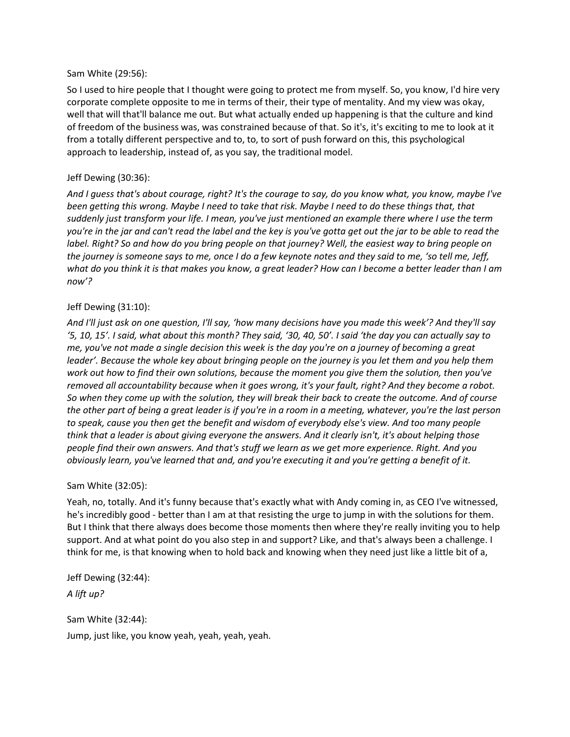Sam White (29:56):

So I used to hire people that I thought were going to protect me from myself. So, you know, I'd hire very corporate complete opposite to me in terms of their, their type of mentality. And my view was okay, well that will that'll balance me out. But what actually ended up happening is that the culture and kind of freedom of the business was, was constrained because of that. So it's, it's exciting to me to look at it from a totally different perspective and to, to, to sort of push forward on this, this psychological approach to leadership, instead of, as you say, the traditional model.

Jeff Dewing (30:36):

*And I guess that's about courage, right? It's the courage to say, do you know what, you know, maybe I've been getting this wrong. Maybe I need to take that risk. Maybe I need to do these things that, that suddenly just transform your life. I mean, you've just mentioned an example there where I use the term you're in the jar and can't read the label and the key is you've gotta get out the jar to be able to read the label. Right? So and how do you bring people on that journey? Well, the easiest way to bring people on the journey is someone says to me, once I do a few keynote notes and they said to me, 'so tell me, Jeff, what do you think it is that makes you know, a great leader? How can I become a better leader than I am now'?*

Jeff Dewing (31:10):

*And I'll just ask on one question, I'll say, 'how many decisions have you made this week'? And they'll say '5, 10, 15'. I said, what about this month? They said, '30, 40, 50'. I said 'the day you can actually say to me, you've not made a single decision this week is the day you're on a journey of becoming a great leader'. Because the whole key about bringing people on the journey is you let them and you help them work out how to find their own solutions, because the moment you give them the solution, then you've removed all accountability because when it goes wrong, it's your fault, right? And they become a robot. So when they come up with the solution, they will break their back to create the outcome. And of course the other part of being a great leader is if you're in a room in a meeting, whatever, you're the last person to speak, cause you then get the benefit and wisdom of everybody else's view. And too many people think that a leader is about giving everyone the answers. And it clearly isn't, it's about helping those people find their own answers. And that's stuff we learn as we get more experience. Right. And you obviously learn, you've learned that and, and you're executing it and you're getting a benefit of it.*

Sam White (32:05):

Yeah, no, totally. And it's funny because that's exactly what with Andy coming in, as CEO I've witnessed, he's incredibly good - better than I am at that resisting the urge to jump in with the solutions for them. But I think that there always does become those moments then where they're really inviting you to help support. And at what point do you also step in and support? Like, and that's always been a challenge. I think for me, is that knowing when to hold back and knowing when they need just like a little bit of a,

Jeff Dewing (32:44):

*A lift up?*

Sam White (32:44):

Jump, just like, you know yeah, yeah, yeah, yeah.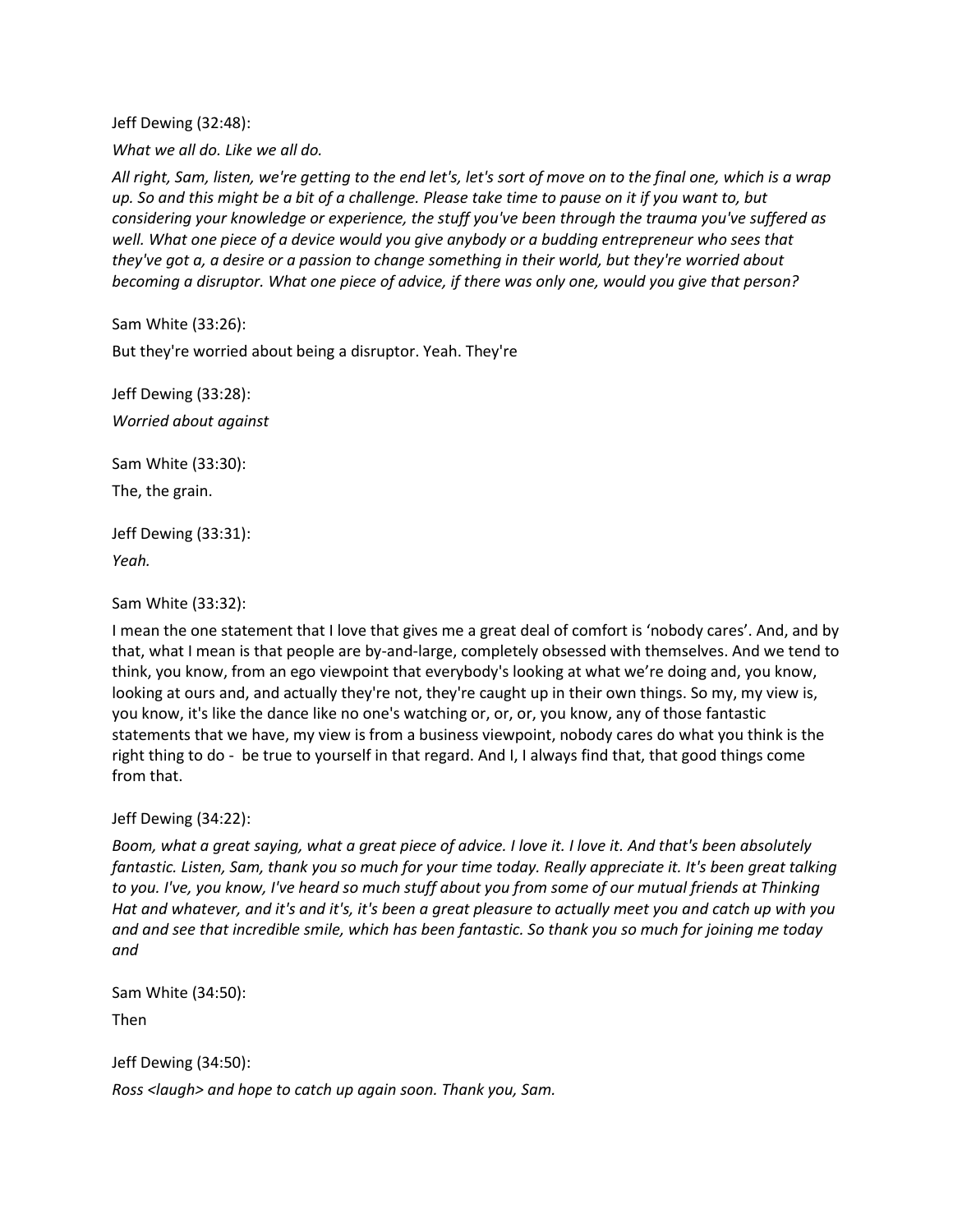Jeff Dewing (32:48):

*What we all do. Like we all do.*

*All right, Sam, listen, we're getting to the end let's, let's sort of move on to the final one, which is a wrap up. So and this might be a bit of a challenge. Please take time to pause on it if you want to, but considering your knowledge or experience, the stuff you've been through the trauma you've suffered as well. What one piece of a device would you give anybody or a budding entrepreneur who sees that they've got a, a desire or a passion to change something in their world, but they're worried about becoming a disruptor. What one piece of advice, if there was only one, would you give that person?*

Sam White (33:26):

But they're worried about being a disruptor. Yeah. They're

Jeff Dewing (33:28):

*Worried about against*

Sam White (33:30):

The, the grain.

Jeff Dewing (33:31):

*Yeah.*

Sam White (33:32):

I mean the one statement that I love that gives me a great deal of comfort is 'nobody cares'. And, and by that, what I mean is that people are by-and-large, completely obsessed with themselves. And we tend to think, you know, from an ego viewpoint that everybody's looking at what we're doing and, you know, looking at ours and, and actually they're not, they're caught up in their own things. So my, my view is, you know, it's like the dance like no one's watching or, or, or, you know, any of those fantastic statements that we have, my view is from a business viewpoint, nobody cares do what you think is the right thing to do - be true to yourself in that regard. And I, I always find that, that good things come from that.

Jeff Dewing (34:22):

*Boom, what a great saying, what a great piece of advice. I love it. I love it. And that's been absolutely fantastic. Listen, Sam, thank you so much for your time today. Really appreciate it. It's been great talking to you. I've, you know, I've heard so much stuff about you from some of our mutual friends at Thinking Hat and whatever, and it's and it's, it's been a great pleasure to actually meet you and catch up with you and and see that incredible smile, which has been fantastic. So thank you so much for joining me today and*

Sam White (34:50):

Then

Jeff Dewing (34:50):

*Ross <laugh> and hope to catch up again soon. Thank you, Sam.*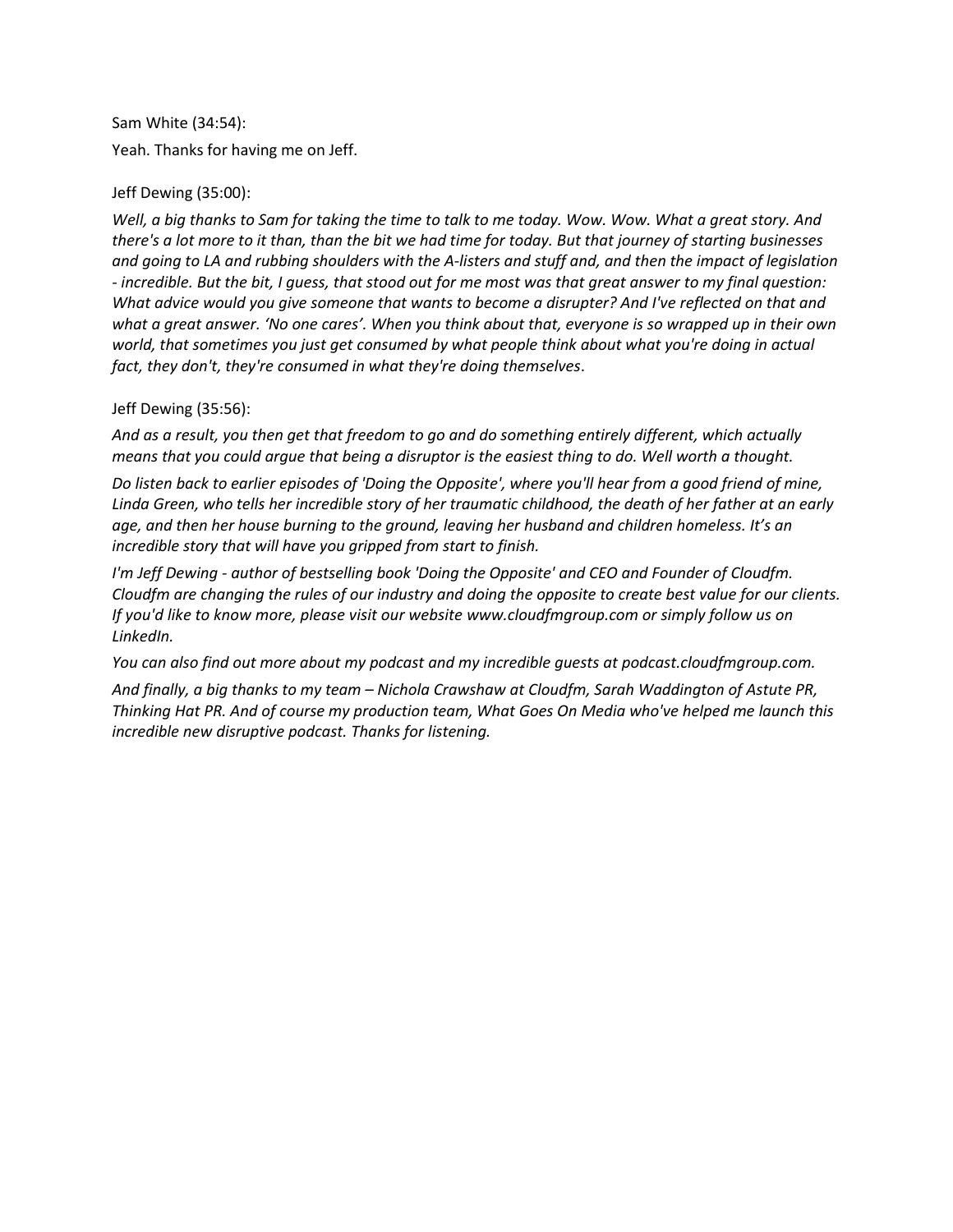Sam White (34:54):

Yeah. Thanks for having me on Jeff.

Jeff Dewing (35:00):

*Well, a big thanks to Sam for taking the time to talk to me today. Wow. Wow. What a great story. And there's a lot more to it than, than the bit we had time for today. But that journey of starting businesses and going to LA and rubbing shoulders with the A-listers and stuff and, and then the impact of legislation - incredible. But the bit, I guess, that stood out for me most was that great answer to my final question: What advice would you give someone that wants to become a disrupter? And I've reflected on that and what a great answer. 'No one cares'. When you think about that, everyone is so wrapped up in their own world, that sometimes you just get consumed by what people think about what you're doing in actual fact, they don't, they're consumed in what they're doing themselves.*

Jeff Dewing (35:56):

*And as a result, you then get that freedom to go and do something entirely different, which actually means that you could argue that being a disruptor is the easiest thing to do. Well worth a thought.*

*Do listen back to earlier episodes of 'Doing the Opposite', where you'll hear from a good friend of mine, Linda Green, who tells her incredible story of her traumatic childhood, the death of her father at an early age, and then her house burning to the ground, leaving her husband and children homeless. It's an incredible story that will have you gripped from start to finish.*

*I'm Jeff Dewing - author of bestselling book 'Doing the Opposite' and CEO and Founder of Cloudfm. Cloudfm are changing the rules of our industry and doing the opposite to create best value for our clients. If you'd like to know more, please visit our website www.cloudfmgroup.com or simply follow us on LinkedIn.*

*You can also find out more about my podcast and my incredible guests at podcast.cloudfmgroup.com.*

*And finally, a big thanks to my team – Nichola Crawshaw at Cloudfm, Sarah Waddington of Astute PR, Thinking Hat PR. And of course my production team, What Goes On Media who've helped me launch this incredible new disruptive podcast. Thanks for listening.*